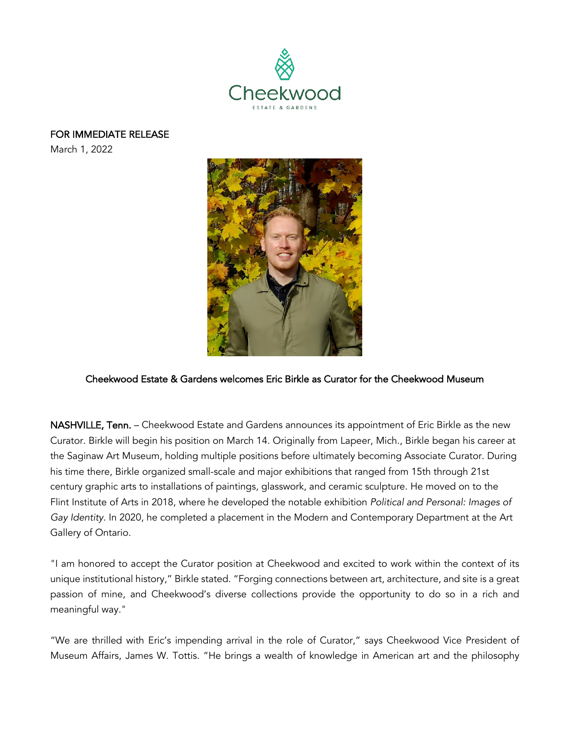Cheekwood

ESTATE & GARDENS

FOR IMMEDIATE RELEASE
March 1, 2022

## Cheekwood Estate & Gardens welcomes Eric Birkle as Curator for the Cheekwood Museum

**NASHVILLE, Tenn.** – Cheekwood Estate and Gardens announces its appointment of Eric Birkle as the new Curator. Birkle will begin his position on March 14. Originally from Lapeer, Mich., Birkle began his career at the Saginaw Art Museum, holding multiple positions before ultimately becoming Associate Curator. During his time there, Birkle organized small-scale and major exhibitions that ranged from 15th through 21st century graphic arts to installations of paintings, glasswork, and ceramic sculpture. He moved on to the Flint Institute of Arts in 2018, where he developed the notable exhibition *Political and Personal: Images of Gay Identity*. In 2020, he completed a placement in the Modern and Contemporary Department at the Art Gallery of Ontario.

"I am honored to accept the Curator position at Cheekwood and excited to work within the context of its unique institutional history," Birkle stated. "Forging connections between art, architecture, and site is a great passion of mine, and Cheekwood's diverse collections provide the opportunity to do so in a rich and meaningful way."

"We are thrilled with Eric's impending arrival in the role of Curator," says Cheekwood Vice President of Museum Affairs, James W. Tottis. "He brings a wealth of knowledge in American art and the philosophy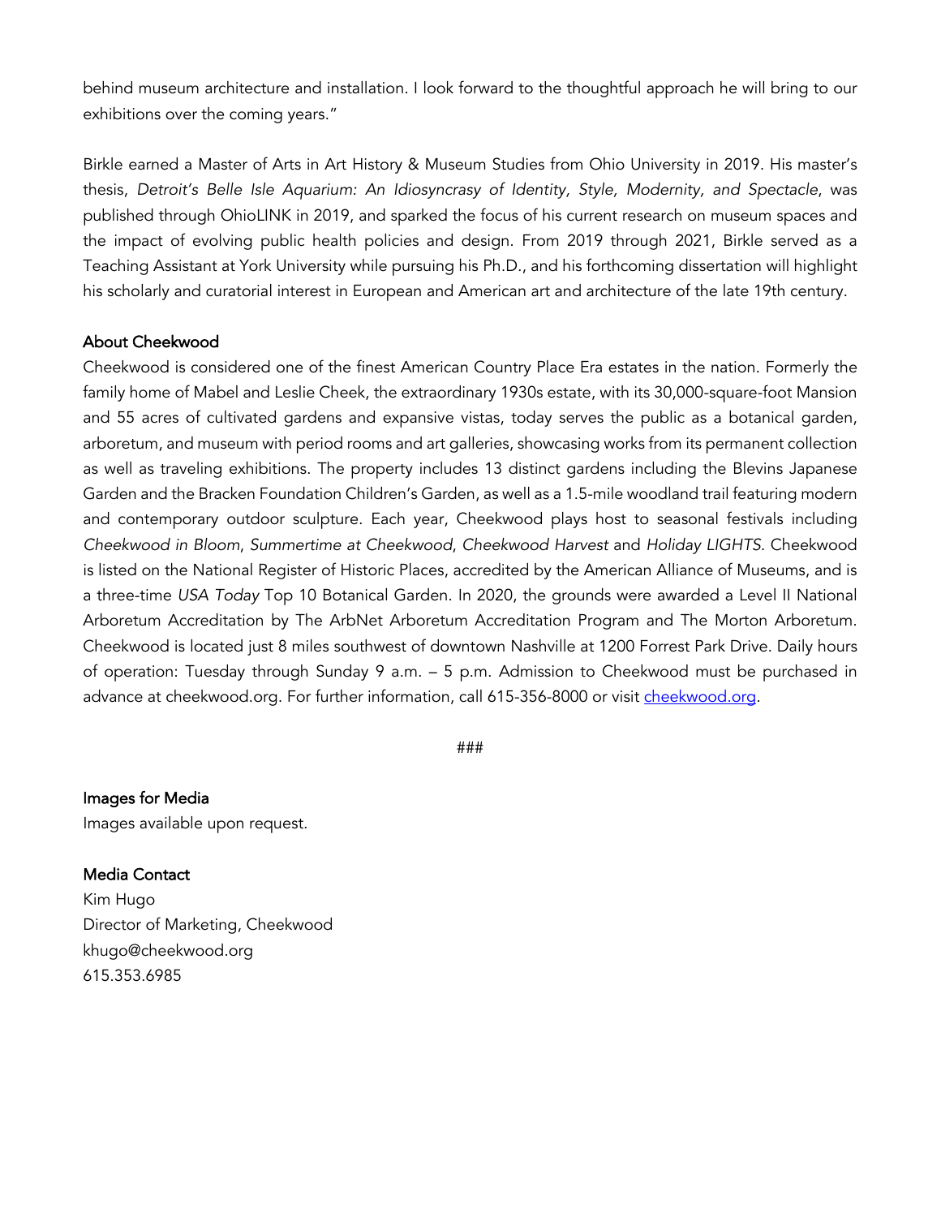behind museum architecture and installation. I look forward to the thoughtful approach he will bring to our exhibitions over the coming years."

Birkle earned a Master of Arts in Art History & Museum Studies from Ohio University in 2019. His master's thesis, *Detroit's Belle Isle Aquarium: An Idiosyncrasy of Identity, Style, Modernity, and Spectacle*, was published through OhioLINK in 2019, and sparked the focus of his current research on museum spaces and the impact of evolving public health policies and design. From 2019 through 2021, Birkle served as a Teaching Assistant at York University while pursuing his Ph.D., and his forthcoming dissertation will highlight his scholarly and curatorial interest in European and American art and architecture of the late 19th century.

## About Cheekwood

Cheekwood is considered one of the finest American Country Place Era estates in the nation. Formerly the family home of Mabel and Leslie Cheek, the extraordinary 1930s estate, with its 30,000-square-foot Mansion and 55 acres of cultivated gardens and expansive vistas, today serves the public as a botanical garden, arboretum, and museum with period rooms and art galleries, showcasing works from its permanent collection as well as traveling exhibitions. The property includes 13 distinct gardens including the Blevins Japanese Garden and the Bracken Foundation Children's Garden, as well as a 1.5-mile woodland trail featuring modern and contemporary outdoor sculpture. Each year, Cheekwood plays host to seasonal festivals including *Cheekwood in Bloom*, *Summertime at Cheekwood*, *Cheekwood Harvest* and *Holiday LIGHTS*. Cheekwood is listed on the National Register of Historic Places, accredited by the American Alliance of Museums, and is a three-time *USA Today* Top 10 Botanical Garden. In 2020, the grounds were awarded a Level II National Arboretum Accreditation by The ArbNet Arboretum Accreditation Program and The Morton Arboretum. Cheekwood is located just 8 miles southwest of downtown Nashville at 1200 Forrest Park Drive. Daily hours of operation: Tuesday through Sunday 9 a.m. – 5 p.m. Admission to Cheekwood must be purchased in advance at cheekwood.org. For further information, call 615-356-8000 or visit [cheekwood.org](http://cheekwood.org).

###

## Images for Media

Images available upon request.

## Media Contact

Kim Hugo
Director of Marketing, Cheekwood
khugo@cheekwood.org
615.353.6985